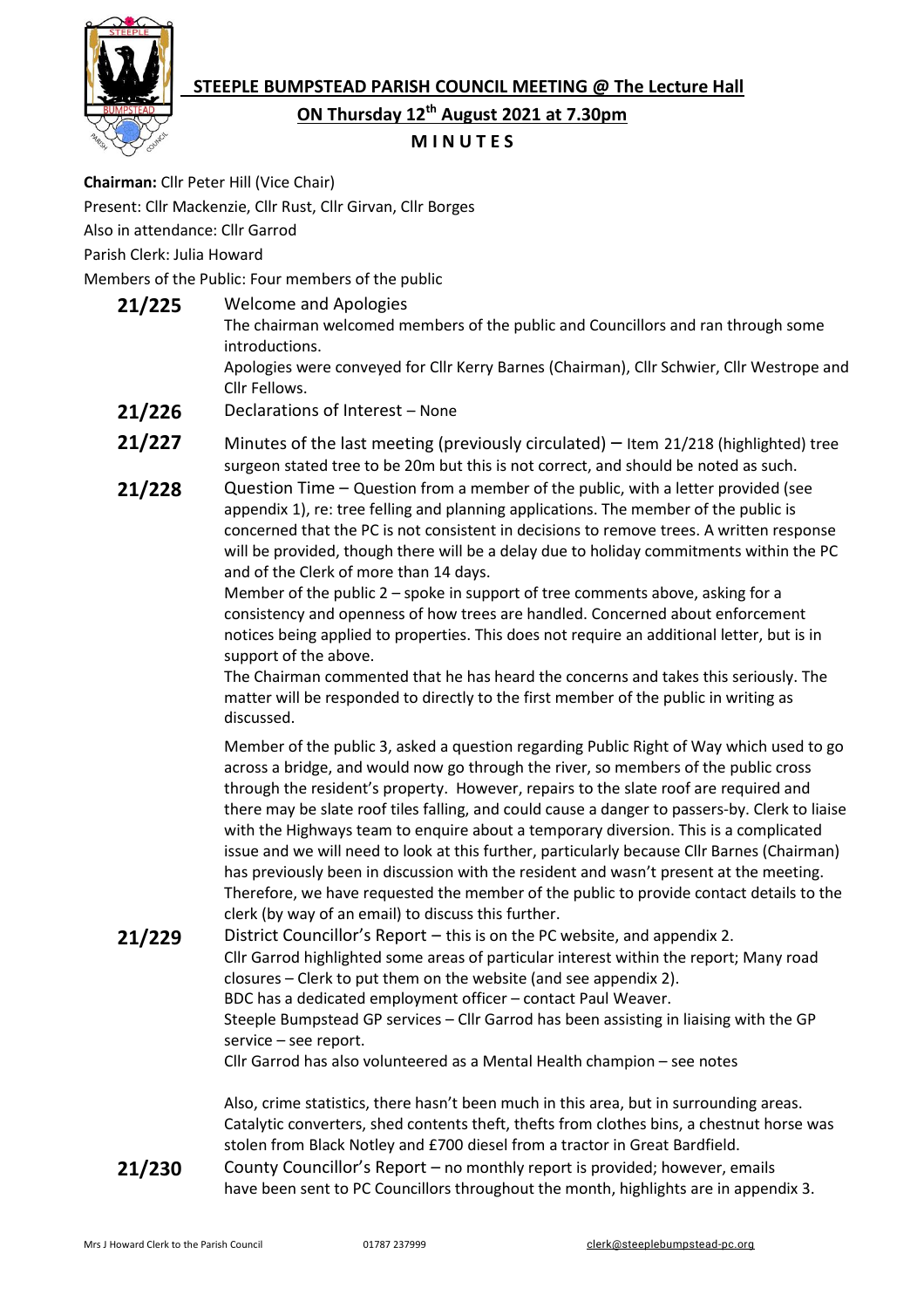# STEEPLE BUMPSTEAD PARISH COUNCIL MEETING @ The Lecture Hall

## ON Thursday 12th August 2021 at 7.30pm

### M I N U T E S

**Chairman:** Cllr Peter Hill (Vice Chair)

Present: Cllr Mackenzie, Cllr Rust, Cllr Girvan, Cllr Borges

Also in attendance: Cllr Garrod

Parish Clerk: Julia Howard

Members of the Public: Four members of the public

**21/225** Welcome and Apologies

The chairman welcomed members of the public and Councillors and ran through some introductions.

Apologies were conveyed for Cllr Kerry Barnes (Chairman), Cllr Schwier, Cllr Westrope and Cllr Fellows.

**21/226** Declarations of Interest – None

**21/227** Minutes of the last meeting (previously circulated) – Item 21/218 (highlighted) tree surgeon stated tree to be 20m but this is not correct, and should be noted as such.

**21/228** Question Time – Question from a member of the public, with a letter provided (see appendix 1), re: tree felling and planning applications. The member of the public is concerned that the PC is not consistent in decisions to remove trees. A written response will be provided, though there will be a delay due to holiday commitments within the PC and of the Clerk of more than 14 days.

Member of the public 2 – spoke in support of tree comments above, asking for a consistency and openness of how trees are handled. Concerned about enforcement notices being applied to properties. This does not require an additional letter, but is in support of the above.

The Chairman commented that he has heard the concerns and takes this seriously. The matter will be responded to directly to the first member of the public in writing as discussed.

Member of the public 3, asked a question regarding Public Right of Way which used to go across a bridge, and would now go through the river, so members of the public cross through the resident's property. However, repairs to the slate roof are required and there may be slate roof tiles falling, and could cause a danger to passers-by. Clerk to liaise with the Highways team to enquire about a temporary diversion. This is a complicated issue and we will need to look at this further, particularly because Cllr Barnes (Chairman) has previously been in discussion with the resident and wasn't present at the meeting. Therefore, we have requested the member of the public to provide contact details to the clerk (by way of an email) to discuss this further.

**21/229** District Councillor's Report – this is on the PC website, and appendix 2.

Cllr Garrod highlighted some areas of particular interest within the report; Many road closures – Clerk to put them on the website (and see appendix 2).

BDC has a dedicated employment officer – contact Paul Weaver.

Steeple Bumpstead GP services – Cllr Garrod has been assisting in liaising with the GP service – see report.

Cllr Garrod has also volunteered as a Mental Health champion – see notes

Also, crime statistics, there hasn't been much in this area, but in surrounding areas. Catalytic converters, shed contents theft, thefts from clothes bins, a chestnut horse was stolen from Black Notley and £700 diesel from a tractor in Great Bardfield.

**21/230** County Councillor's Report – no monthly report is provided; however, emails have been sent to PC Councillors throughout the month, highlights are in appendix 3.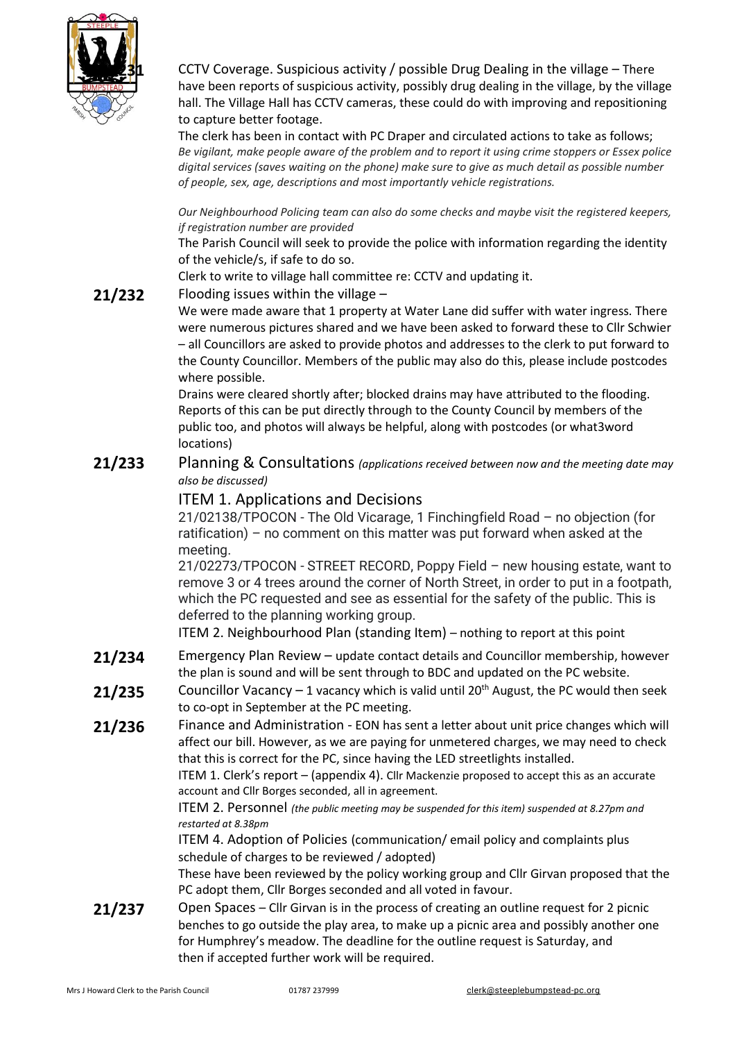**21/231** CCTV Coverage. Suspicious activity / possible Drug Dealing in the village – There have been reports of suspicious activity, possibly drug dealing in the village, by the village hall. The Village Hall has CCTV cameras, these could do with improving and repositioning to capture better footage.

The clerk has been in contact with PC Draper and circulated actions to take as follows; *Be vigilant, make people aware of the problem and to report it using crime stoppers or Essex police digital services (saves waiting on the phone) make sure to give as much detail as possible number of people, sex, age, descriptions and most importantly vehicle registrations.*

*Our Neighbourhood Policing team can also do some checks and maybe visit the registered keepers, if registration number are provided*

The Parish Council will seek to provide the police with information regarding the identity of the vehicle/s, if safe to do so.

Clerk to write to village hall committee re: CCTV and updating it.

**21/232** Flooding issues within the village –

We were made aware that 1 property at Water Lane did suffer with water ingress. There were numerous pictures shared and we have been asked to forward these to Cllr Schwier – all Councillors are asked to provide photos and addresses to the clerk to put forward to the County Councillor. Members of the public may also do this, please include postcodes where possible.

Drains were cleared shortly after; blocked drains may have attributed to the flooding. Reports of this can be put directly through to the County Council by members of the public too, and photos will always be helpful, along with postcodes (or what3word locations)

**21/233** Planning & Consultations *(applications received between now and the meeting date may also be discussed)*

ITEM 1. Applications and Decisions

21/02138/TPOCON - The Old Vicarage, 1 Finchingfield Road – no objection (for ratification) – no comment on this matter was put forward when asked at the meeting.

21/02273/TPOCON - STREET RECORD, Poppy Field – new housing estate, want to remove 3 or 4 trees around the corner of North Street, in order to put in a footpath, which the PC requested and see as essential for the safety of the public. This is deferred to the planning working group.

ITEM 2. Neighbourhood Plan (standing Item) – nothing to report at this point

**21/234** Emergency Plan Review – update contact details and Councillor membership, however the plan is sound and will be sent through to BDC and updated on the PC website.

**21/235** Councillor Vacancy – 1 vacancy which is valid until 20th August, the PC would then seek to co-opt in September at the PC meeting.

**21/236** Finance and Administration - EON has sent a letter about unit price changes which will affect our bill. However, as we are paying for unmetered charges, we may need to check that this is correct for the PC, since having the LED streetlights installed.

ITEM 1. Clerk's report – (appendix 4). Cllr Mackenzie proposed to accept this as an accurate account and Cllr Borges seconded, all in agreement.

ITEM 2. Personnel *(the public meeting may be suspended for this item) suspended at 8.27pm and restarted at 8.38pm*

ITEM 4. Adoption of Policies (communication/ email policy and complaints plus schedule of charges to be reviewed / adopted)

These have been reviewed by the policy working group and Cllr Girvan proposed that the PC adopt them, Cllr Borges seconded and all voted in favour.

**21/237** Open Spaces – Cllr Girvan is in the process of creating an outline request for 2 picnic benches to go outside the play area, to make up a picnic area and possibly another one for Humphrey's meadow. The deadline for the outline request is Saturday, and then if accepted further work will be required.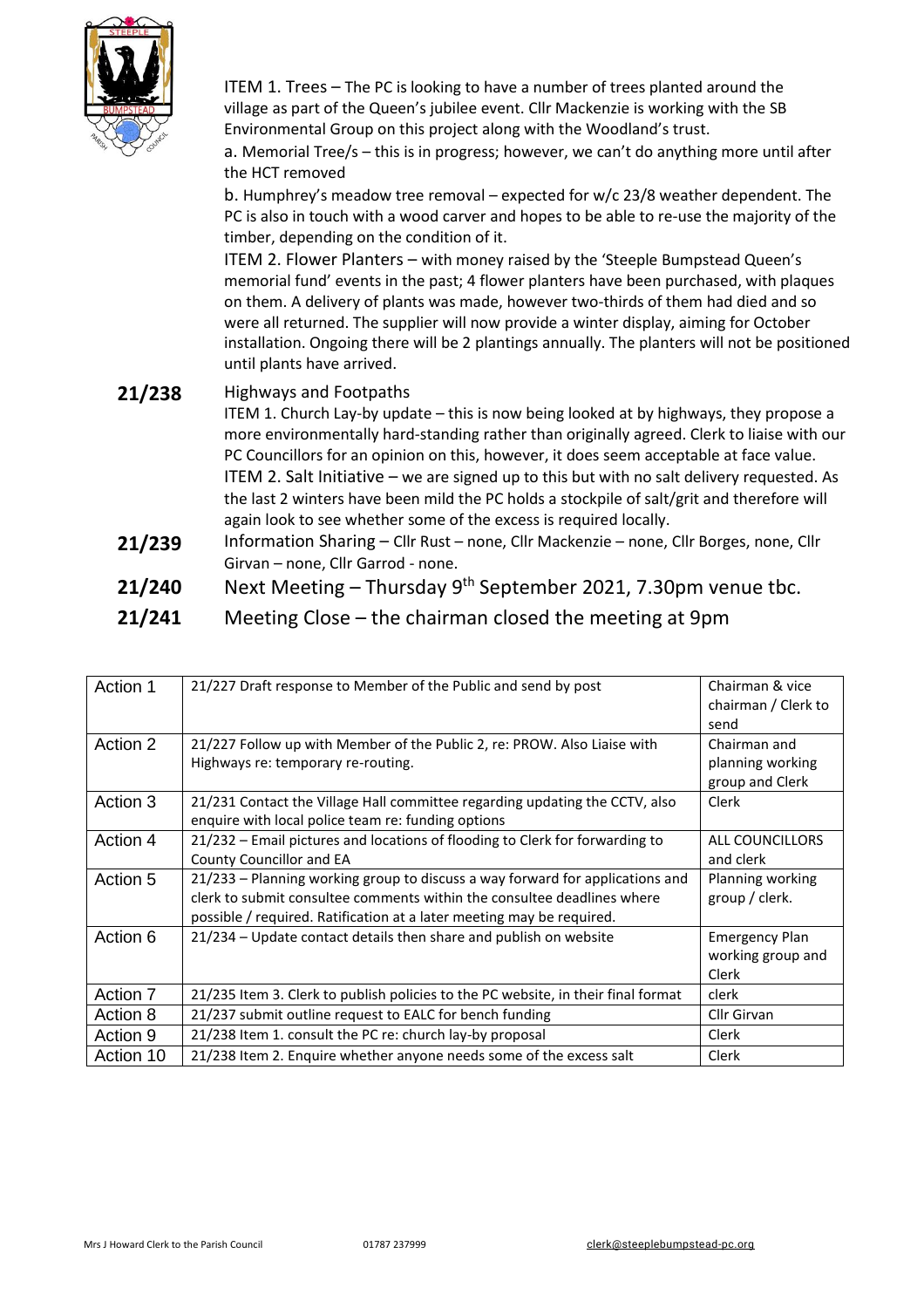ITEM 1. Trees – The PC is looking to have a number of trees planted around the village as part of the Queen's jubilee event. Cllr Mackenzie is working with the SB Environmental Group on this project along with the Woodland's trust.

a. Memorial Tree/s – this is in progress; however, we can't do anything more until after the HCT removed

b. Humphrey's meadow tree removal – expected for w/c 23/8 weather dependent. The PC is also in touch with a wood carver and hopes to be able to re-use the majority of the timber, depending on the condition of it.

ITEM 2. Flower Planters – with money raised by the 'Steeple Bumpstead Queen's memorial fund' events in the past; 4 flower planters have been purchased, with plaques on them. A delivery of plants was made, however two-thirds of them had died and so were all returned. The supplier will now provide a winter display, aiming for October installation. Ongoing there will be 2 plantings annually. The planters will not be positioned until plants have arrived.

**21/238** Highways and Footpaths

ITEM 1. Church Lay-by update – this is now being looked at by highways, they propose a more environmentally hard-standing rather than originally agreed. Clerk to liaise with our PC Councillors for an opinion on this, however, it does seem acceptable at face value.

ITEM 2. Salt Initiative – we are signed up to this but with no salt delivery requested. As the last 2 winters have been mild the PC holds a stockpile of salt/grit and therefore will again look to see whether some of the excess is required locally.

**21/239** Information Sharing – Cllr Rust – none, Cllr Mackenzie – none, Cllr Borges, none, Cllr Girvan – none, Cllr Garrod - none.

**21/240** Next Meeting – Thursday 9th September 2021, 7.30pm venue tbc.

**21/241** Meeting Close – the chairman closed the meeting at 9pm

| | | |
|---|---|---|
| Action 1 | 21/227 Draft response to Member of the Public and send by post | Chairman & vice chairman / Clerk to send |
| Action 2 | 21/227 Follow up with Member of the Public 2, re: PROW. Also Liaise with Highways re: temporary re-routing. | Chairman and planning working group and Clerk |
| Action 3 | 21/231 Contact the Village Hall committee regarding updating the CCTV, also enquire with local police team re: funding options | Clerk |
| Action 4 | 21/232 – Email pictures and locations of flooding to Clerk for forwarding to County Councillor and EA | ALL COUNCILLORS and clerk |
| Action 5 | 21/233 – Planning working group to discuss a way forward for applications and clerk to submit consultee comments within the consultee deadlines where possible / required. Ratification at a later meeting may be required. | Planning working group / clerk. |
| Action 6 | 21/234 – Update contact details then share and publish on website | Emergency Plan working group and Clerk |
| Action 7 | 21/235 Item 3. Clerk to publish policies to the PC website, in their final format | clerk |
| Action 8 | 21/237 submit outline request to EALC for bench funding | Cllr Girvan |
| Action 9 | 21/238 Item 1. consult the PC re: church lay-by proposal | Clerk |
| Action 10 | 21/238 Item 2. Enquire whether anyone needs some of the excess salt | Clerk |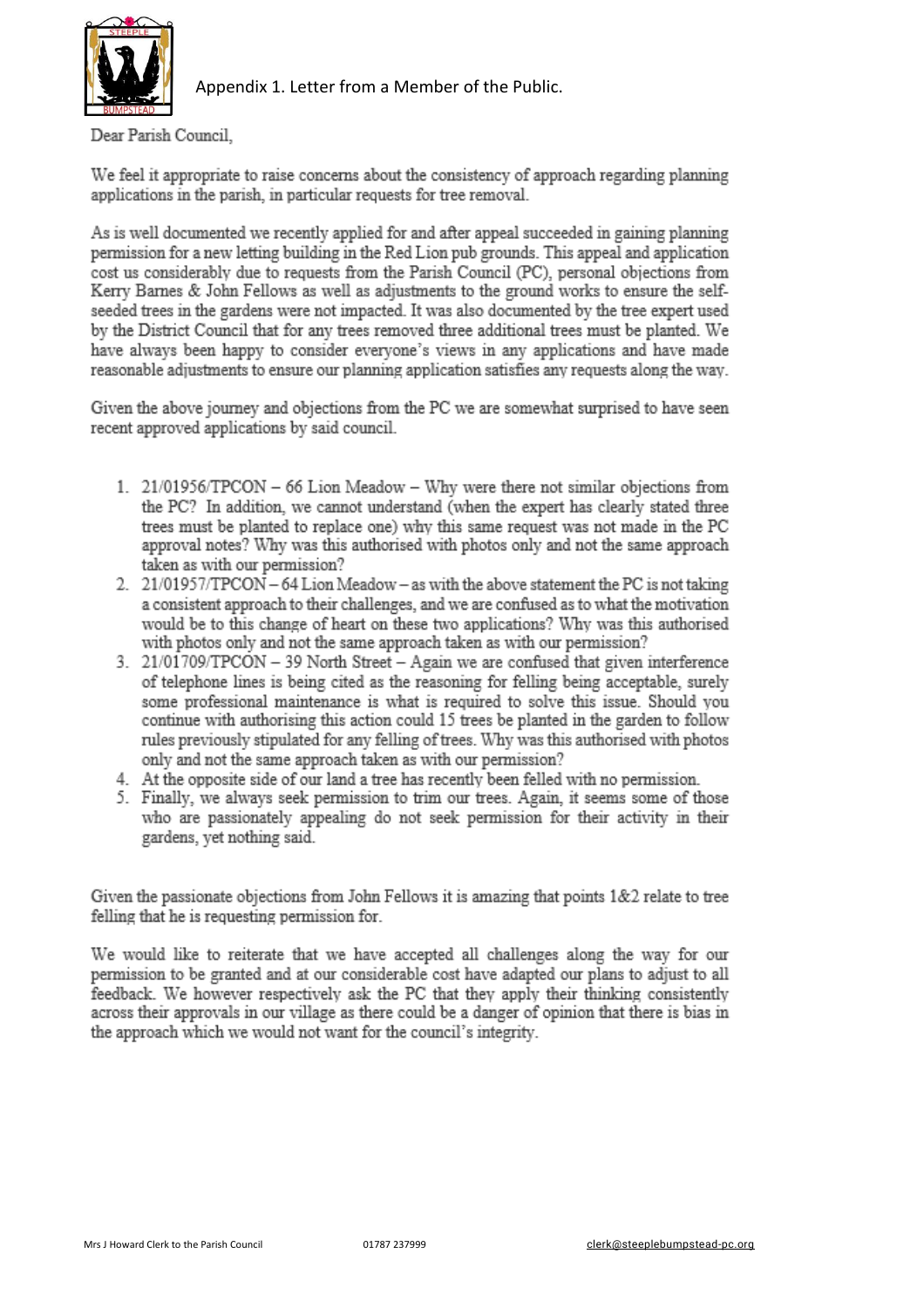Appendix 1. Letter from a Member of the Public.

Dear Parish Council,

We feel it appropriate to raise concerns about the consistency of approach regarding planning applications in the parish, in particular requests for tree removal.

As is well documented we recently applied for and after appeal succeeded in gaining planning permission for a new letting building in the Red Lion pub grounds. This appeal and application cost us considerably due to requests from the Parish Council (PC), personal objections from Kerry Barnes & John Fellows as well as adjustments to the ground works to ensure the self-seeded trees in the gardens were not impacted. It was also documented by the tree expert used by the District Council that for any trees removed three additional trees must be planted. We have always been happy to consider everyone's views in any applications and have made reasonable adjustments to ensure our planning application satisfies any requests along the way.

Given the above journey and objections from the PC we are somewhat surprised to have seen recent approved applications by said council.

1. 21/01956/TPCON – 66 Lion Meadow – Why were there not similar objections from the PC? In addition, we cannot understand (when the expert has clearly stated three trees must be planted to replace one) why this same request was not made in the PC approval notes? Why was this authorised with photos only and not the same approach taken as with our permission?
2. 21/01957/TPCON – 64 Lion Meadow – as with the above statement the PC is not taking a consistent approach to their challenges, and we are confused as to what the motivation would be to this change of heart on these two applications? Why was this authorised with photos only and not the same approach taken as with our permission?
3. 21/01709/TPCON – 39 North Street – Again we are confused that given interference of telephone lines is being cited as the reasoning for felling being acceptable, surely some professional maintenance is what is required to solve this issue. Should you continue with authorising this action could 15 trees be planted in the garden to follow rules previously stipulated for any felling of trees. Why was this authorised with photos only and not the same approach taken as with our permission?
4. At the opposite side of our land a tree has recently been felled with no permission.
5. Finally, we always seek permission to trim our trees. Again, it seems some of those who are passionately appealing do not seek permission for their activity in their gardens, yet nothing said.

Given the passionate objections from John Fellows it is amazing that points 1&2 relate to tree felling that he is requesting permission for.

We would like to reiterate that we have accepted all challenges along the way for our permission to be granted and at our considerable cost have adapted our plans to adjust to all feedback. We however respectively ask the PC that they apply their thinking consistently across their approvals in our village as there could be a danger of opinion that there is bias in the approach which we would not want for the council's integrity.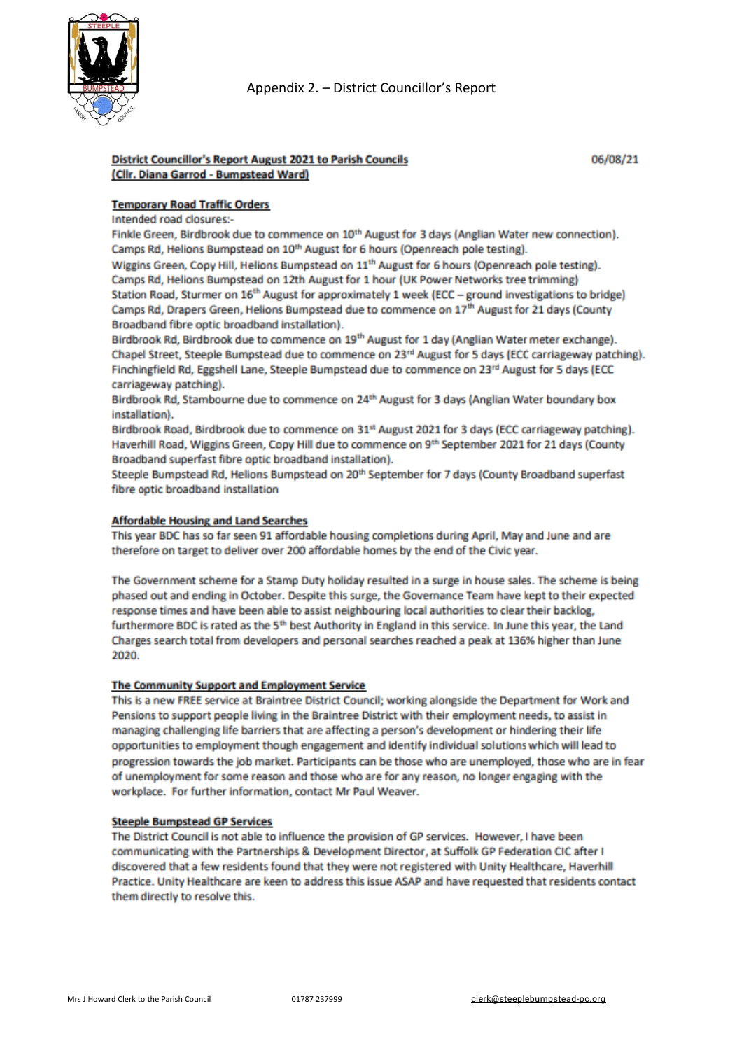# Appendix 2. – District Councillor's Report

**District Councillor's Report August 2021 to Parish Councils**
**(Cllr. Diana Garrod - Bumpstead Ward)**

06/08/21

**Temporary Road Traffic Orders**

Intended road closures:-

Finkle Green, Birdbrook due to commence on 10th August for 3 days (Anglian Water new connection).
Camps Rd, Helions Bumpstead on 10th August for 6 hours (Openreach pole testing).
Wiggins Green, Copy Hill, Helions Bumpstead on 11th August for 6 hours (Openreach pole testing).
Camps Rd, Helions Bumpstead on 12th August for 1 hour (UK Power Networks tree trimming)
Station Road, Sturmer on 16th August for approximately 1 week (ECC – ground investigations to bridge)
Camps Rd, Drapers Green, Helions Bumpstead due to commence on 17th August for 21 days (County Broadband fibre optic broadband installation).
Birdbrook Rd, Birdbrook due to commence on 19th August for 1 day (Anglian Water meter exchange).
Chapel Street, Steeple Bumpstead due to commence on 23rd August for 5 days (ECC carriageway patching).
Finchingfield Rd, Eggshell Lane, Steeple Bumpstead due to commence on 23rd August for 5 days (ECC carriageway patching).
Birdbrook Rd, Stambourne due to commence on 24th August for 3 days (Anglian Water boundary box installation).
Birdbrook Road, Birdbrook due to commence on 31st August 2021 for 3 days (ECC carriageway patching).
Haverhill Road, Wiggins Green, Copy Hill due to commence on 9th September 2021 for 21 days (County Broadband superfast fibre optic broadband installation).
Steeple Bumpstead Rd, Helions Bumpstead on 20th September for 7 days (County Broadband superfast fibre optic broadband installation

**Affordable Housing and Land Searches**

This year BDC has so far seen 91 affordable housing completions during April, May and June and are therefore on target to deliver over 200 affordable homes by the end of the Civic year.

The Government scheme for a Stamp Duty holiday resulted in a surge in house sales. The scheme is being phased out and ending in October. Despite this surge, the Governance Team have kept to their expected response times and have been able to assist neighbouring local authorities to clear their backlog, furthermore BDC is rated as the 5th best Authority in England in this service. In June this year, the Land Charges search total from developers and personal searches reached a peak at 136% higher than June 2020.

**The Community Support and Employment Service**

This is a new FREE service at Braintree District Council; working alongside the Department for Work and Pensions to support people living in the Braintree District with their employment needs, to assist in managing challenging life barriers that are affecting a person's development or hindering their life opportunities to employment though engagement and identify individual solutions which will lead to progression towards the job market. Participants can be those who are unemployed, those who are in fear of unemployment for some reason and those who are for any reason, no longer engaging with the workplace. For further information, contact Mr Paul Weaver.

**Steeple Bumpstead GP Services**

The District Council is not able to influence the provision of GP services. However, I have been communicating with the Partnerships & Development Director, at Suffolk GP Federation CIC after I discovered that a few residents found that they were not registered with Unity Healthcare, Haverhill Practice. Unity Healthcare are keen to address this issue ASAP and have requested that residents contact them directly to resolve this.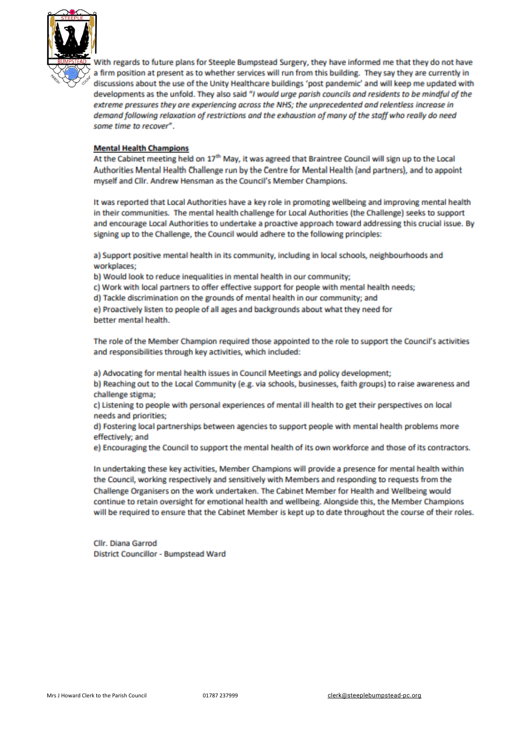With regards to future plans for Steeple Bumpstead Surgery, they have informed me that they do not have a firm position at present as to whether services will run from this building. They say they are currently in discussions about the use of the Unity Healthcare buildings 'post pandemic' and will keep me updated with developments as the unfold. They also said *"I would urge parish councils and residents to be mindful of the extreme pressures they are experiencing across the NHS; the unprecedented and relentless increase in demand following relaxation of restrictions and the exhaustion of many of the staff who really do need some time to recover"*.

**Mental Health Champions**

At the Cabinet meeting held on 17th May, it was agreed that Braintree Council will sign up to the Local Authorities Mental Health Challenge run by the Centre for Mental Health (and partners), and to appoint myself and Cllr. Andrew Hensman as the Council's Member Champions.

It was reported that Local Authorities have a key role in promoting wellbeing and improving mental health in their communities. The mental health challenge for Local Authorities (the Challenge) seeks to support and encourage Local Authorities to undertake a proactive approach toward addressing this crucial issue. By signing up to the Challenge, the Council would adhere to the following principles:

a) Support positive mental health in its community, including in local schools, neighbourhoods and workplaces;
b) Would look to reduce inequalities in mental health in our community;
c) Work with local partners to offer effective support for people with mental health needs;
d) Tackle discrimination on the grounds of mental health in our community; and
e) Proactively listen to people of all ages and backgrounds about what they need for better mental health.

The role of the Member Champion required those appointed to the role to support the Council's activities and responsibilities through key activities, which included:

a) Advocating for mental health issues in Council Meetings and policy development;
b) Reaching out to the Local Community (e.g. via schools, businesses, faith groups) to raise awareness and challenge stigma;
c) Listening to people with personal experiences of mental ill health to get their perspectives on local needs and priorities;
d) Fostering local partnerships between agencies to support people with mental health problems more effectively; and
e) Encouraging the Council to support the mental health of its own workforce and those of its contractors.

In undertaking these key activities, Member Champions will provide a presence for mental health within the Council, working respectively and sensitively with Members and responding to requests from the Challenge Organisers on the work undertaken. The Cabinet Member for Health and Wellbeing would continue to retain oversight for emotional health and wellbeing. Alongside this, the Member Champions will be required to ensure that the Cabinet Member is kept up to date throughout the course of their roles.

Cllr. Diana Garrod
District Councillor - Bumpstead Ward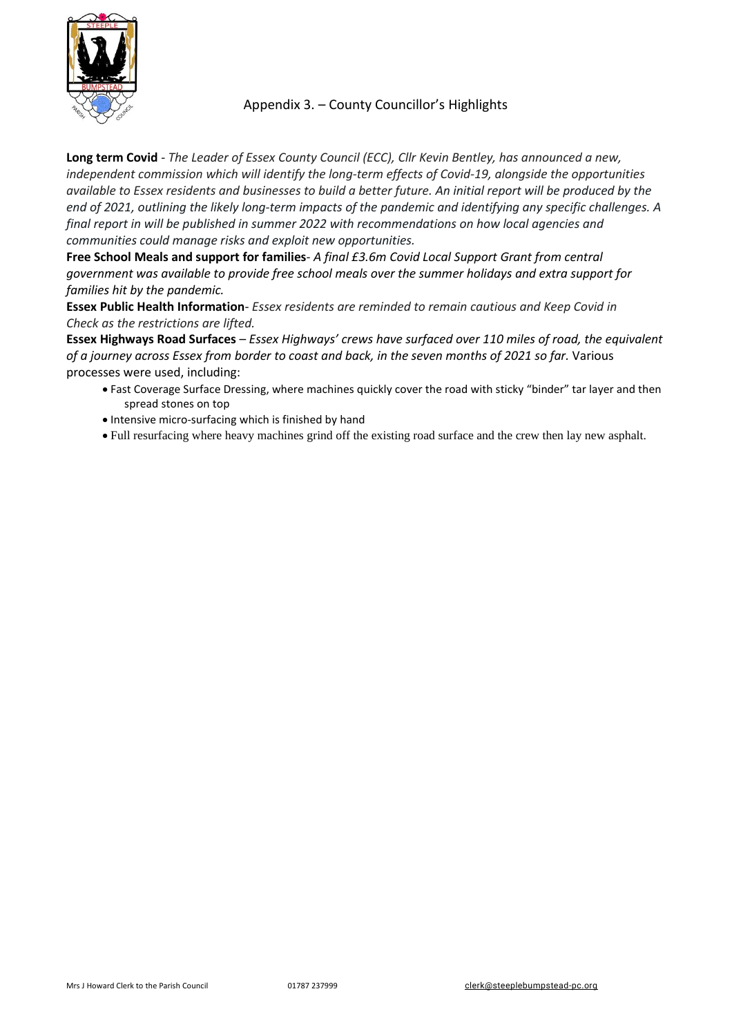# Appendix 3. – County Councillor's Highlights

**Long term Covid** - *The Leader of Essex County Council (ECC), Cllr Kevin Bentley, has announced a new, independent commission which will identify the long-term effects of Covid-19, alongside the opportunities available to Essex residents and businesses to build a better future. An initial report will be produced by the end of 2021, outlining the likely long-term impacts of the pandemic and identifying any specific challenges. A final report in will be published in summer 2022 with recommendations on how local agencies and communities could manage risks and exploit new opportunities.*

**Free School Meals and support for families**- *A final £3.6m Covid Local Support Grant from central government was available to provide free school meals over the summer holidays and extra support for families hit by the pandemic.*

**Essex Public Health Information**- *Essex residents are reminded to remain cautious and Keep Covid in Check as the restrictions are lifted.*

**Essex Highways Road Surfaces** – *Essex Highways' crews have surfaced over 110 miles of road, the equivalent of a journey across Essex from border to coast and back, in the seven months of 2021 so far.* Various processes were used, including:

- Fast Coverage Surface Dressing, where machines quickly cover the road with sticky "binder" tar layer and then spread stones on top
- Intensive micro-surfacing which is finished by hand
- Full resurfacing where heavy machines grind off the existing road surface and the crew then lay new asphalt.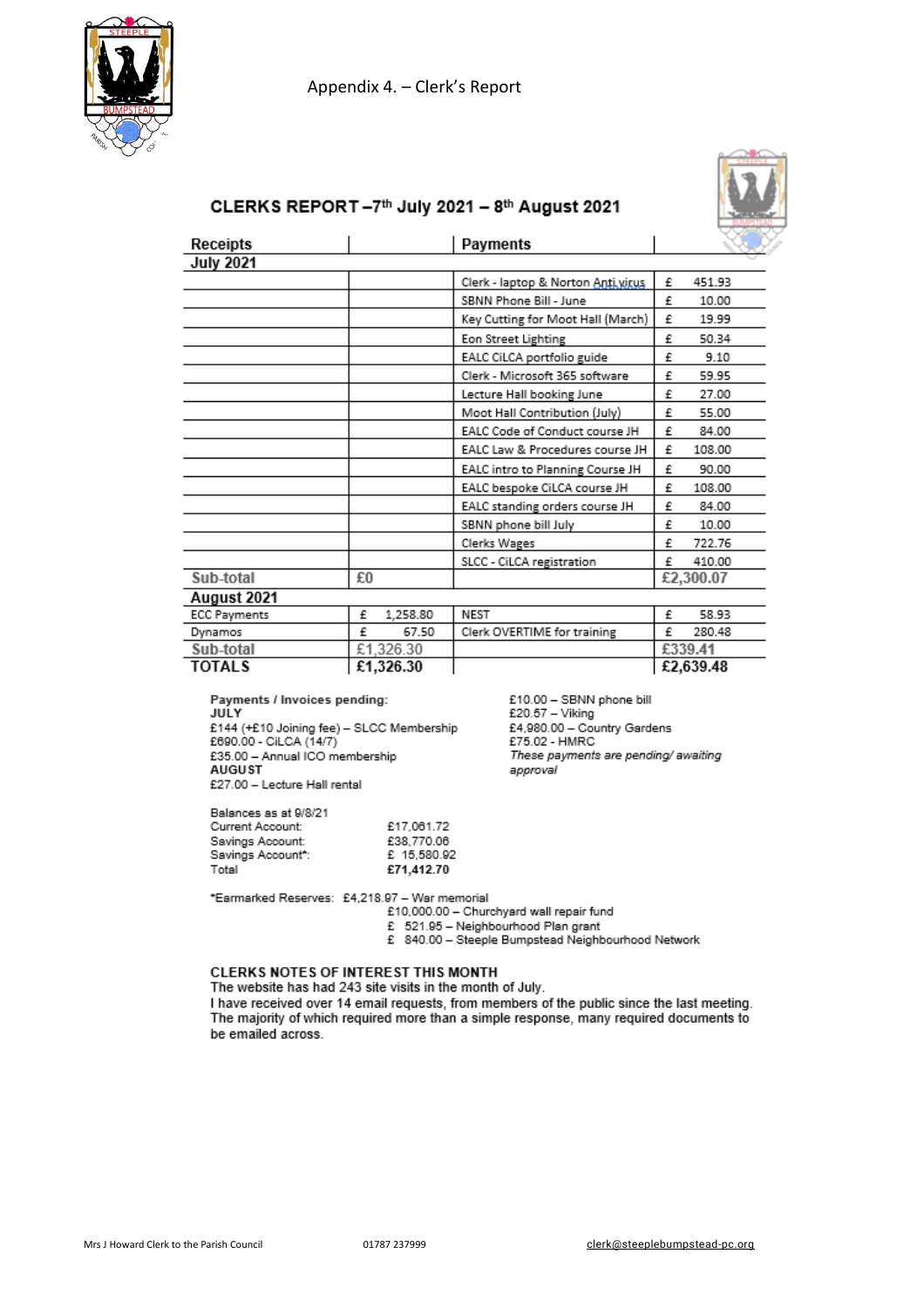Appendix 4. – Clerk's Report

## CLERKS REPORT –7th July 2021 – 8th August 2021

| Receipts | | Payments | |
|---|---|---|---|
| **July 2021** | | | |
| | | Clerk - laptop & Norton Anti virus | £ 451.93 |
| | | SBNN Phone Bill - June | £ 10.00 |
| | | Key Cutting for Moot Hall (March) | £ 19.99 |
| | | Eon Street Lighting | £ 50.34 |
| | | EALC CiLCA portfolio guide | £ 9.10 |
| | | Clerk - Microsoft 365 software | £ 59.95 |
| | | Lecture Hall booking June | £ 27.00 |
| | | Moot Hall Contribution (July) | £ 55.00 |
| | | EALC Code of Conduct course JH | £ 84.00 |
| | | EALC Law & Procedures course JH | £ 108.00 |
| | | EALC intro to Planning Course JH | £ 90.00 |
| | | EALC bespoke CiLCA course JH | £ 108.00 |
| | | EALC standing orders course JH | £ 84.00 |
| | | SBNN phone bill July | £ 10.00 |
| | | Clerks Wages | £ 722.76 |
| | | SLCC - CiLCA registration | £ 410.00 |
| Sub-total | £0 | | £2,300.07 |
| **August 2021** | | | |
| ECC Payments | £ 1,258.80 | NEST | £ 58.93 |
| Dynamos | £ 67.50 | Clerk OVERTIME for training | £ 280.48 |
| Sub-total | £1,326.30 | | £339.41 |
| **TOTALS** | **£1,326.30** | | **£2,639.48** |

**Payments / Invoices pending:**

**JULY**

£144 (+£10 Joining fee) – SLCC Membership
£690.00 - CiLCA (14/7)
£35.00 – Annual ICO membership

**AUGUST**

£27.00 – Lecture Hall rental

£10.00 – SBNN phone bill
£20.57 – Viking
£4,980.00 – Country Gardens
£75.02 - HMRC

*These payments are pending/ awaiting approval*

Balances as at 9/8/21

| | |
|---|---|
| Current Account: | £17,061.72 |
| Savings Account: | £38,770.06 |
| Savings Account*: | £ 15,580.92 |
| Total | **£71,412.70** |

*Earmarked Reserves: £4,218.97 – War memorial
£10,000.00 – Churchyard wall repair fund
£ 521.95 – Neighbourhood Plan grant
£ 840.00 – Steeple Bumpstead Neighbourhood Network

**CLERKS NOTES OF INTEREST THIS MONTH**

The website has had 243 site visits in the month of July.
I have received over 14 email requests, from members of the public since the last meeting. The majority of which required more than a simple response, many required documents to be emailed across.

Mrs J Howard Clerk to the Parish Council 01787 237999 clerk@steeplebumpstead-pc.org